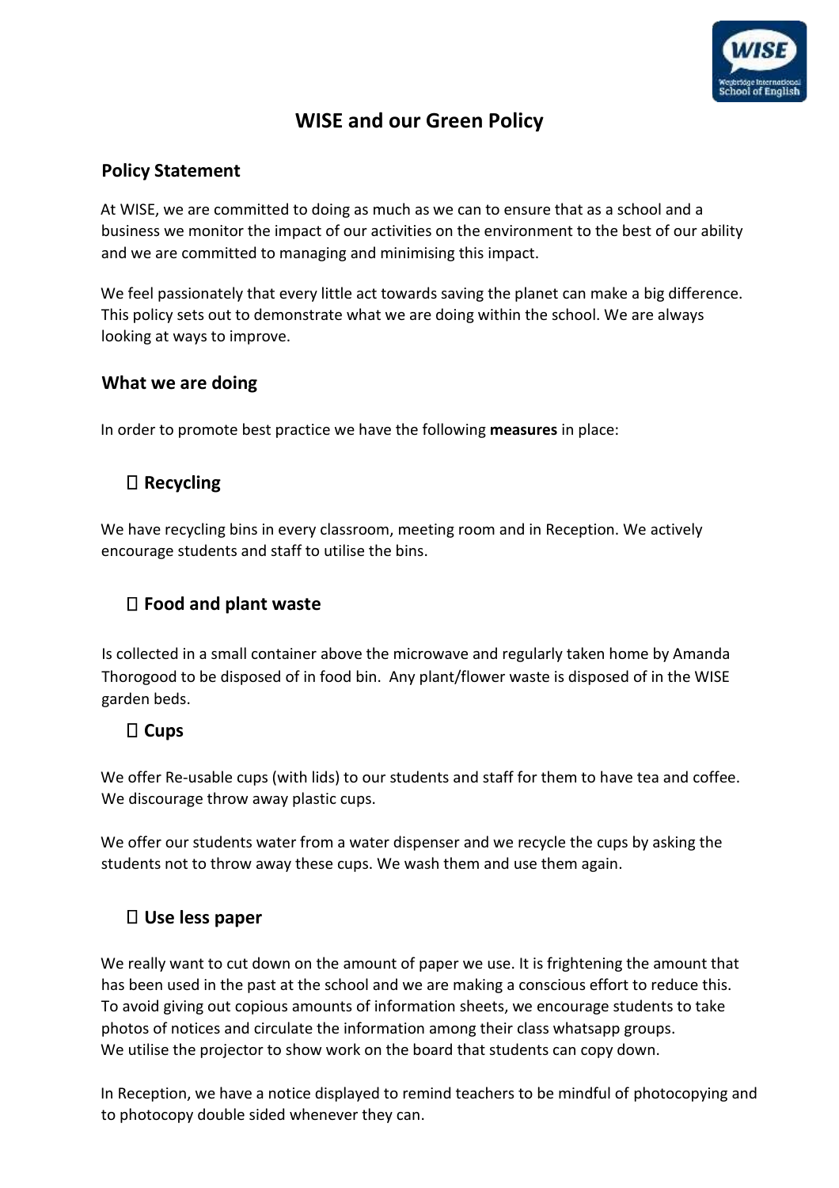# WISE and our Green Policy

## Policy Statement

At WISE, we are committed to doing as much as we can to ensure that as a school and a business we monitor the impact of our activities on the environment to the best of our ability and we are committed to managing and minimising this impact.

We feel passionately that every little act towards saving the planet can make a big difference. This policy sets out to demonstrate what we are doing within the school. We are always looking at ways to improve.

## What we are doing

In order to promote best practice we have the following **measures** in place:

### Recycling

We have recycling bins in every classroom, meeting room and in Reception. We actively encourage students and staff to utilise the bins.

### Food and plant waste

Is collected in a small container above the microwave and regularly taken home by Amanda Thorogood to be disposed of in food bin. Any plant/flower waste is disposed of in the WISE garden beds.

### Cups

We offer Re-usable cups (with lids) to our students and staff for them to have tea and coffee. We discourage throw away plastic cups.

We offer our students water from a water dispenser and we recycle the cups by asking the students not to throw away these cups. We wash them and use them again.

### Use less paper

We really want to cut down on the amount of paper we use. It is frightening the amount that has been used in the past at the school and we are making a conscious effort to reduce this. To avoid giving out copious amounts of information sheets, we encourage students to take photos of notices and circulate the information among their class whatsapp groups.
We utilise the projector to show work on the board that students can copy down.

In Reception, we have a notice displayed to remind teachers to be mindful of photocopying and to photocopy double sided whenever they can.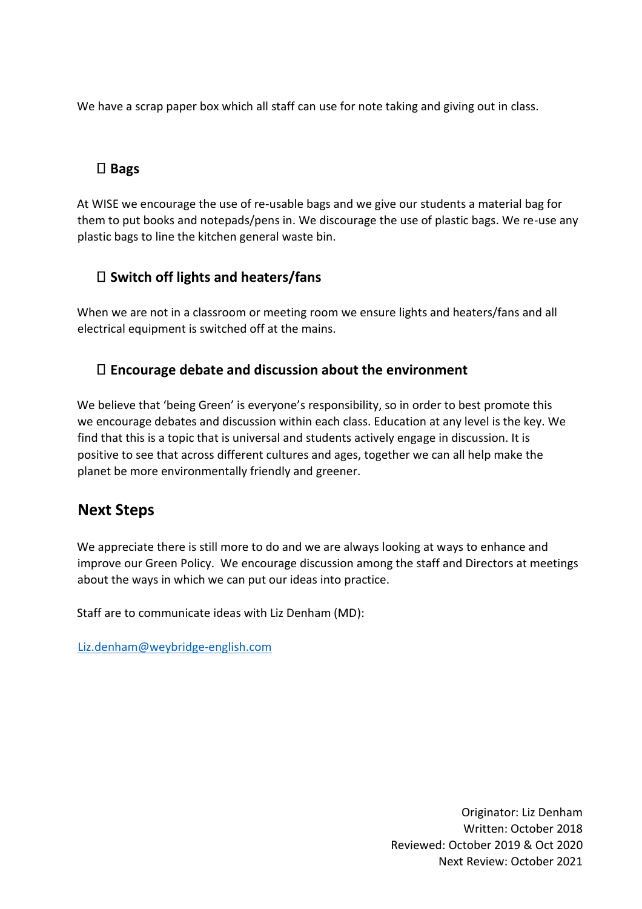We have a scrap paper box which all staff can use for note taking and giving out in class.

- **Bags**

At WISE we encourage the use of re-usable bags and we give our students a material bag for them to put books and notepads/pens in. We discourage the use of plastic bags. We re-use any plastic bags to line the kitchen general waste bin.

- **Switch off lights and heaters/fans**

When we are not in a classroom or meeting room we ensure lights and heaters/fans and all electrical equipment is switched off at the mains.

- **Encourage debate and discussion about the environment**

We believe that 'being Green' is everyone's responsibility, so in order to best promote this we encourage debates and discussion within each class. Education at any level is the key. We find that this is a topic that is universal and students actively engage in discussion. It is positive to see that across different cultures and ages, together we can all help make the planet be more environmentally friendly and greener.

## Next Steps

We appreciate there is still more to do and we are always looking at ways to enhance and improve our Green Policy. We encourage discussion among the staff and Directors at meetings about the ways in which we can put our ideas into practice.

Staff are to communicate ideas with Liz Denham (MD):

Liz.denham@weybridge-english.com

Originator: Liz Denham
Written: October 2018
Reviewed: October 2019 & Oct 2020
Next Review: October 2021